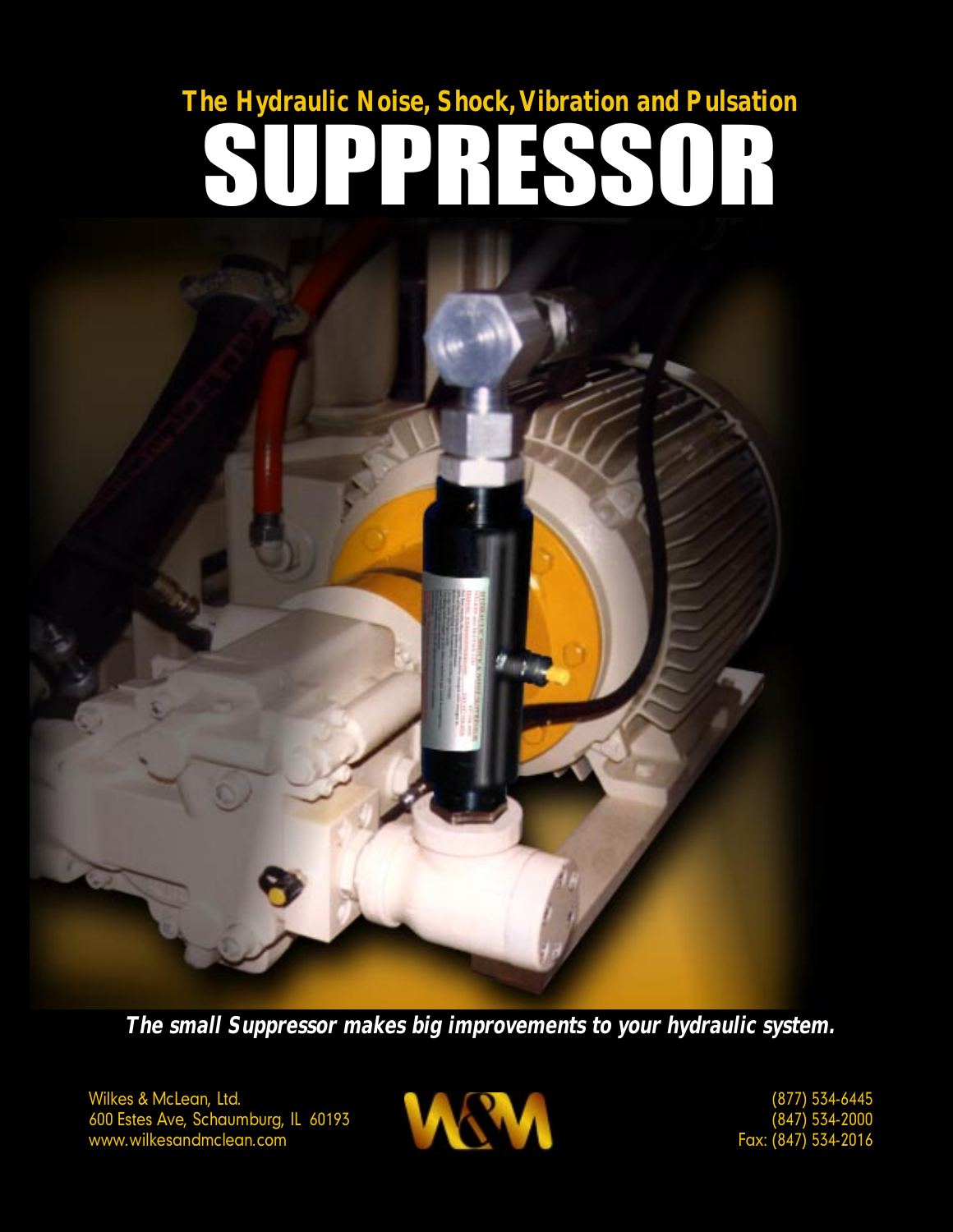## The Hydraulic Noise, Shock, Vibration and Pulsation

# SUPPRESSOR

***The small Suppressor makes big improvements to your hydraulic system.***

Wilkes & McLean, Ltd.
600 Estes Ave, Schaumburg, IL 60193
www.wilkesandmclean.com

W&M

(877) 534-6445
(847) 534-2000
Fax: (847) 534-2016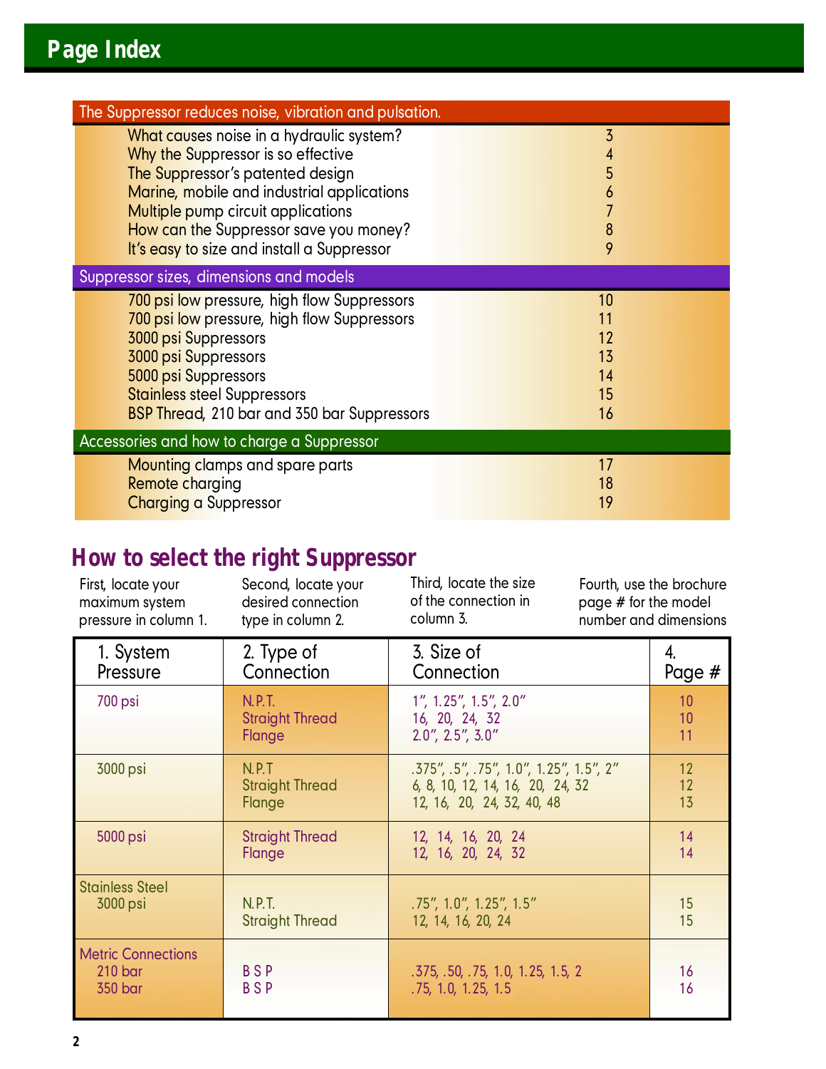# Page Index

| The Suppressor reduces noise, vibration and pulsation. | |
|---|---|
| What causes noise in a hydraulic system? | 3 |
| Why the Suppressor is so effective | 4 |
| The Suppressor's patented design | 5 |
| Marine, mobile and industrial applications | 6 |
| Multiple pump circuit applications | 7 |
| How can the Suppressor save you money? | 8 |
| It's easy to size and install a Suppressor | 9 |
| **Suppressor sizes, dimensions and models** | |
| 700 psi low pressure, high flow Suppressors | 10 |
| 700 psi low pressure, high flow Suppressors | 11 |
| 3000 psi Suppressors | 12 |
| 3000 psi Suppressors | 13 |
| 5000 psi Suppressors | 14 |
| Stainless steel Suppressors | 15 |
| BSP Thread, 210 bar and 350 bar Suppressors | 16 |
| **Accessories and how to charge a Suppressor** | |
| Mounting clamps and spare parts | 17 |
| Remote charging | 18 |
| Charging a Suppressor | 19 |

## How to select the right Suppressor

First, locate your maximum system pressure in column 1.

Second, locate your desired connection type in column 2.

Third, locate the size of the connection in column 3.

Fourth, use the brochure page # for the model number and dimensions

| 1. System Pressure | 2. Type of Connection | 3. Size of Connection | 4. Page # |
|---|---|---|---|
| 700 psi | N.P.T. | 1", 1.25", 1.5", 2.0" | 10 |
| | Straight Thread | 16, 20, 24, 32 | 10 |
| | Flange | 2.0", 2.5", 3.0" | 11 |
| 3000 psi | N.P.T | .375", .5", .75", 1.0", 1.25", 1.5", 2" | 12 |
| | Straight Thread | 6, 8, 10, 12, 14, 16, 20, 24, 32 | 12 |
| | Flange | 12, 16, 20, 24, 32, 40, 48 | 13 |
| 5000 psi | Straight Thread | 12, 14, 16, 20, 24 | 14 |
| | Flange | 12, 16, 20, 24, 32 | 14 |
| Stainless Steel 3000 psi | N.P.T. | .75", 1.0", 1.25", 1.5" | 15 |
| | Straight Thread | 12, 14, 16, 20, 24 | 15 |
| Metric Connections 210 bar | B S P | .375, .50, .75, 1.0, 1.25, 1.5, 2 | 16 |
| 350 bar | B S P | .75, 1.0, 1.25, 1.5 | 16 |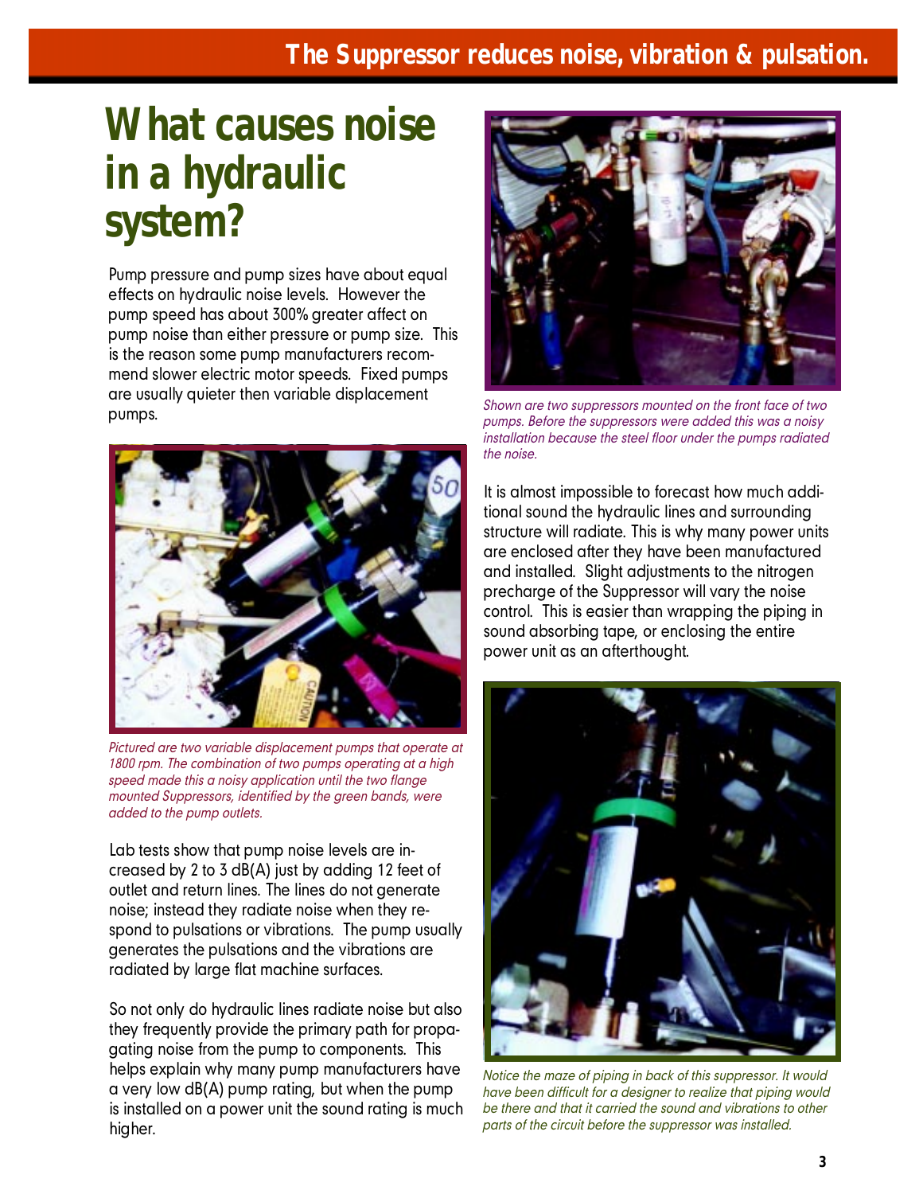# What causes noise in a hydraulic system?

Pump pressure and pump sizes have about equal effects on hydraulic noise levels. However the pump speed has about 300% greater affect on pump noise than either pressure or pump size. This is the reason some pump manufacturers recommend slower electric motor speeds. Fixed pumps are usually quieter then variable displacement pumps.

*Pictured are two variable displacement pumps that operate at 1800 rpm. The combination of two pumps operating at a high speed made this a noisy application until the two flange mounted Suppressors, identified by the green bands, were added to the pump outlets.*

Lab tests show that pump noise levels are increased by 2 to 3 dB(A) just by adding 12 feet of outlet and return lines. The lines do not generate noise; instead they radiate noise when they respond to pulsations or vibrations. The pump usually generates the pulsations and the vibrations are radiated by large flat machine surfaces.

So not only do hydraulic lines radiate noise but also they frequently provide the primary path for propagating noise from the pump to components. This helps explain why many pump manufacturers have a very low dB(A) pump rating, but when the pump is installed on a power unit the sound rating is much higher.

*Shown are two suppressors mounted on the front face of two pumps. Before the suppressors were added this was a noisy installation because the steel floor under the pumps radiated the noise.*

It is almost impossible to forecast how much additional sound the hydraulic lines and surrounding structure will radiate. This is why many power units are enclosed after they have been manufactured and installed. Slight adjustments to the nitrogen precharge of the Suppressor will vary the noise control. This is easier than wrapping the piping in sound absorbing tape, or enclosing the entire power unit as an afterthought.

*Notice the maze of piping in back of this suppressor. It would have been difficult for a designer to realize that piping would be there and that it carried the sound and vibrations to other parts of the circuit before the suppressor was installed.*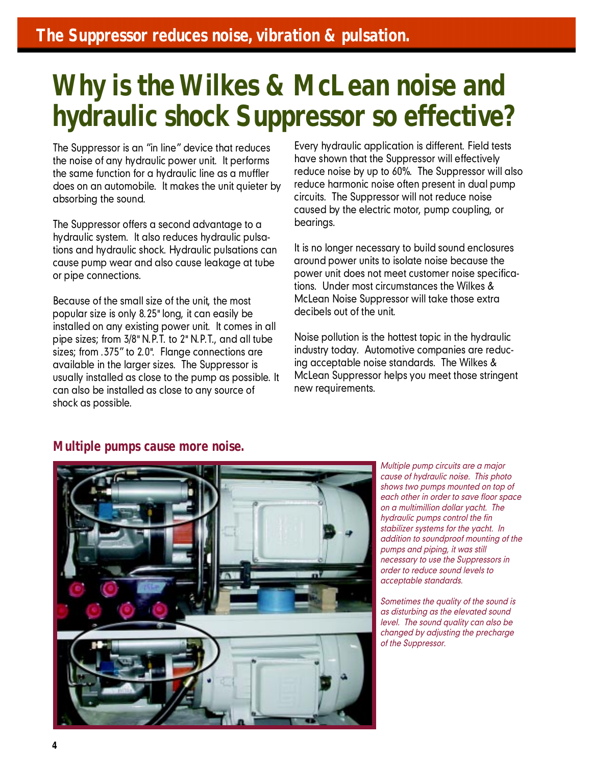**The Suppressor reduces noise, vibration & pulsation.**

# Why is the Wilkes & McLean noise and hydraulic shock Suppressor so effective?

The Suppressor is an "in line" device that reduces the noise of any hydraulic power unit. It performs the same function for a hydraulic line as a muffler does on an automobile. It makes the unit quieter by absorbing the sound.

The Suppressor offers a second advantage to a hydraulic system. It also reduces hydraulic pulsations and hydraulic shock. Hydraulic pulsations can cause pump wear and also cause leakage at tube or pipe connections.

Because of the small size of the unit, the most popular size is only 8.25" long, it can easily be installed on any existing power unit. It comes in all pipe sizes; from 3/8" N.P.T. to 2" N.P.T., and all tube sizes; from .375" to 2.0". Flange connections are available in the larger sizes. The Suppressor is usually installed as close to the pump as possible. It can also be installed as close to any source of shock as possible.

Every hydraulic application is different. Field tests have shown that the Suppressor will effectively reduce noise by up to 60%. The Suppressor will also reduce harmonic noise often present in dual pump circuits. The Suppressor will not reduce noise caused by the electric motor, pump coupling, or bearings.

It is no longer necessary to build sound enclosures around power units to isolate noise because the power unit does not meet customer noise specifications. Under most circumstances the Wilkes & McLean Noise Suppressor will take those extra decibels out of the unit.

Noise pollution is the hottest topic in the hydraulic industry today. Automotive companies are reducing acceptable noise standards. The Wilkes & McLean Suppressor helps you meet those stringent new requirements.

## Multiple pumps cause more noise.

*Multiple pump circuits are a major cause of hydraulic noise. This photo shows two pumps mounted on top of each other in order to save floor space on a multimillion dollar yacht. The hydraulic pumps control the fin stabilizer systems for the yacht. In addition to soundproof mounting of the pumps and piping, it was still necessary to use the Suppressors in order to reduce sound levels to acceptable standards.*

*Sometimes the quality of the sound is as disturbing as the elevated sound level. The sound quality can also be changed by adjusting the precharge of the Suppressor.*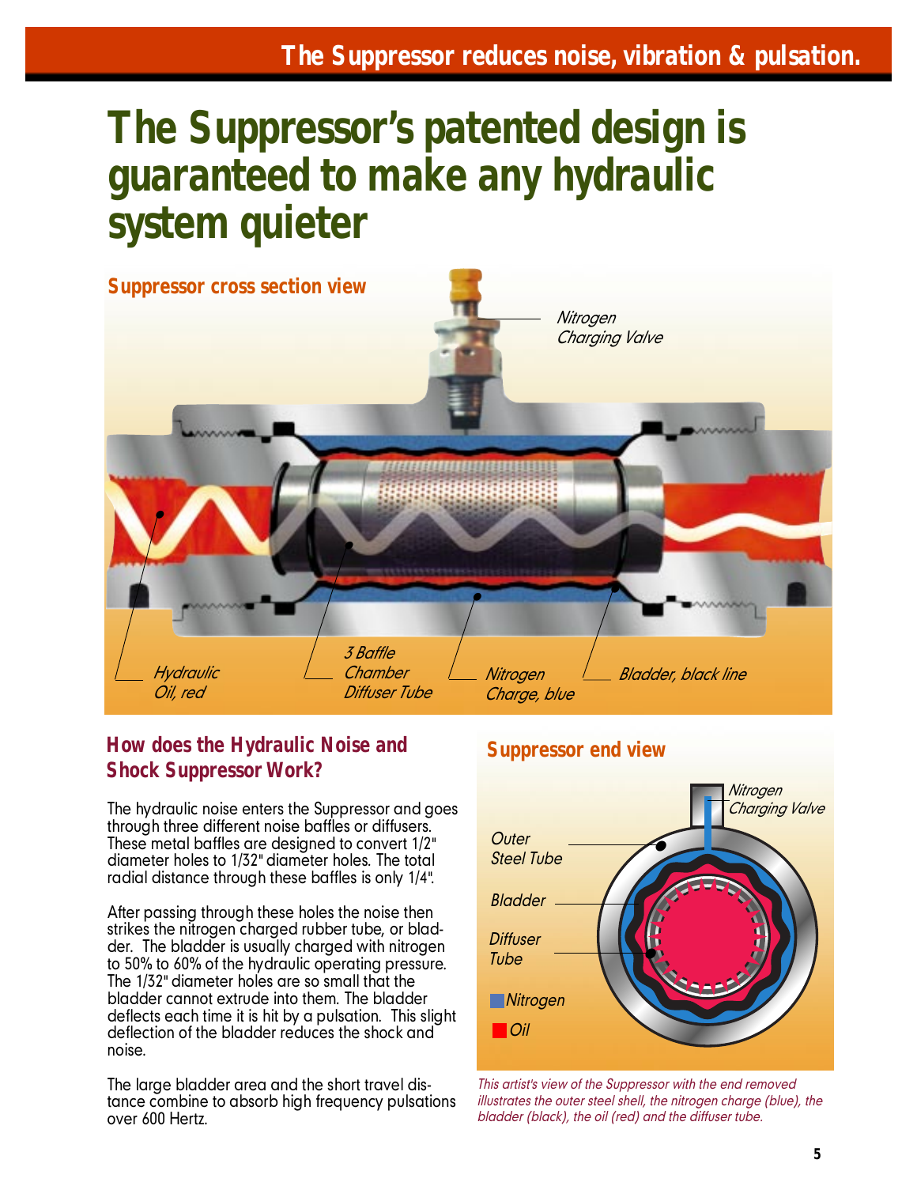# The Suppressor's patented design is guaranteed to make any hydraulic system quieter

### Suppressor cross section view

Nitrogen Charging Valve

Hydraulic Oil, red

3 Baffle Chamber Diffuser Tube

Nitrogen Charge, blue

Bladder, black line

### How does the Hydraulic Noise and Shock Suppressor Work?

The hydraulic noise enters the Suppressor and goes through three different noise baffles or diffusers. These metal baffles are designed to convert 1/2" diameter holes to 1/32" diameter holes. The total radial distance through these baffles is only 1/4".

After passing through these holes the noise then strikes the nitrogen charged rubber tube, or bladder. The bladder is usually charged with nitrogen to 50% to 60% of the hydraulic operating pressure. The 1/32" diameter holes are so small that the bladder cannot extrude into them. The bladder deflects each time it is hit by a pulsation. This slight deflection of the bladder reduces the shock and noise.

The large bladder area and the short travel distance combine to absorb high frequency pulsations over 600 Hertz.

### Suppressor end view

Nitrogen Charging Valve

Outer Steel Tube

Bladder

Diffuser Tube

Nitrogen

Oil

*This artist's view of the Suppressor with the end removed illustrates the outer steel shell, the nitrogen charge (blue), the bladder (black), the oil (red) and the diffuser tube.*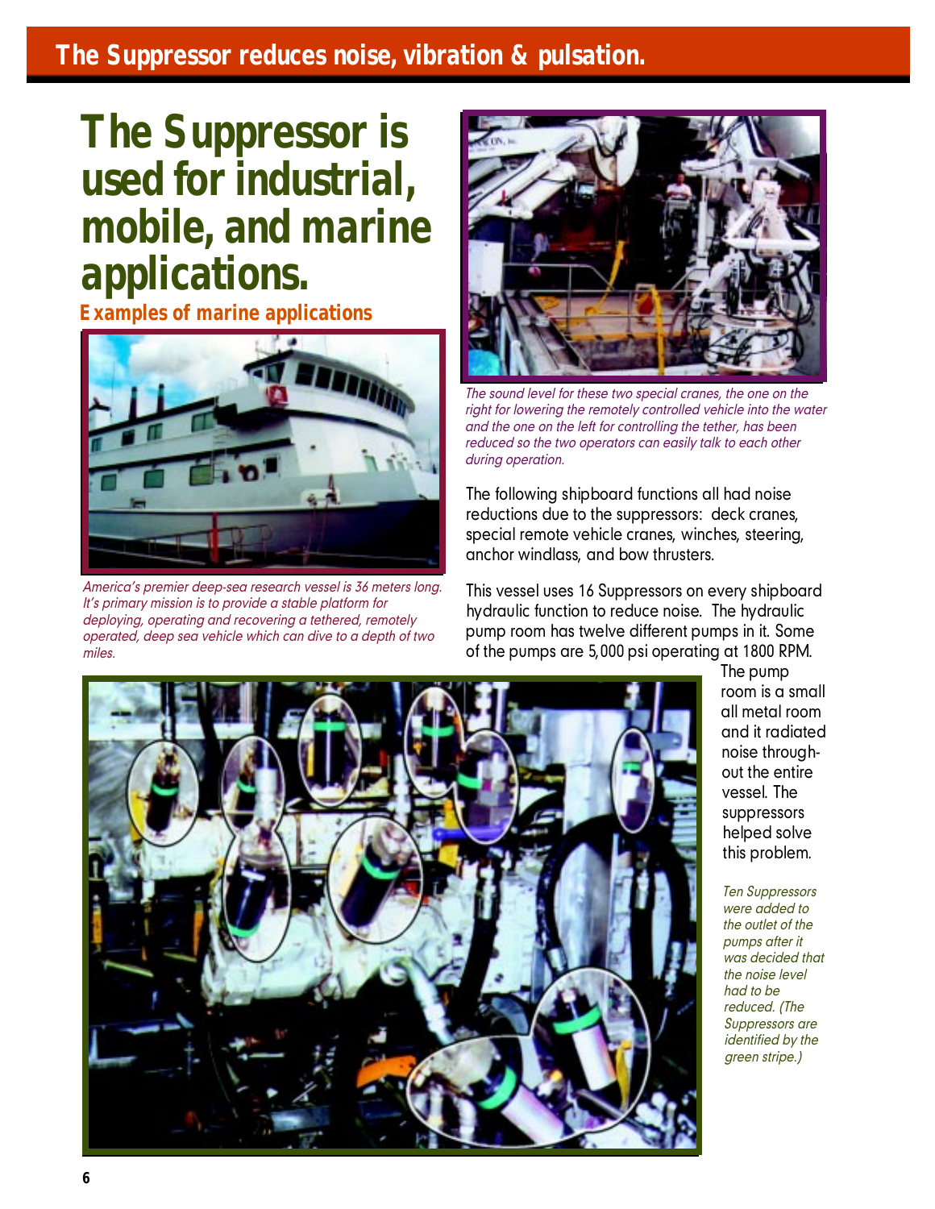**The Suppressor reduces noise, vibration & pulsation.**

# The Suppressor is used for industrial, mobile, and marine applications.

## Examples of marine applications

*America's premier deep-sea research vessel is 36 meters long. It's primary mission is to provide a stable platform for deploying, operating and recovering a tethered, remotely operated, deep sea vehicle which can dive to a depth of two miles.*

*The sound level for these two special cranes, the one on the right for lowering the remotely controlled vehicle into the water and the one on the left for controlling the tether, has been reduced so the two operators can easily talk to each other during operation.*

The following shipboard functions all had noise reductions due to the suppressors: deck cranes, special remote vehicle cranes, winches, steering, anchor windlass, and bow thrusters.

This vessel uses 16 Suppressors on every shipboard hydraulic function to reduce noise. The hydraulic pump room has twelve different pumps in it. Some of the pumps are 5,000 psi operating at 1800 RPM. The pump room is a small all metal room and it radiated noise throughout the entire vessel. The suppressors helped solve this problem.

*Ten Suppressors were added to the outlet of the pumps after it was decided that the noise level had to be reduced. (The Suppressors are identified by the green stripe.)*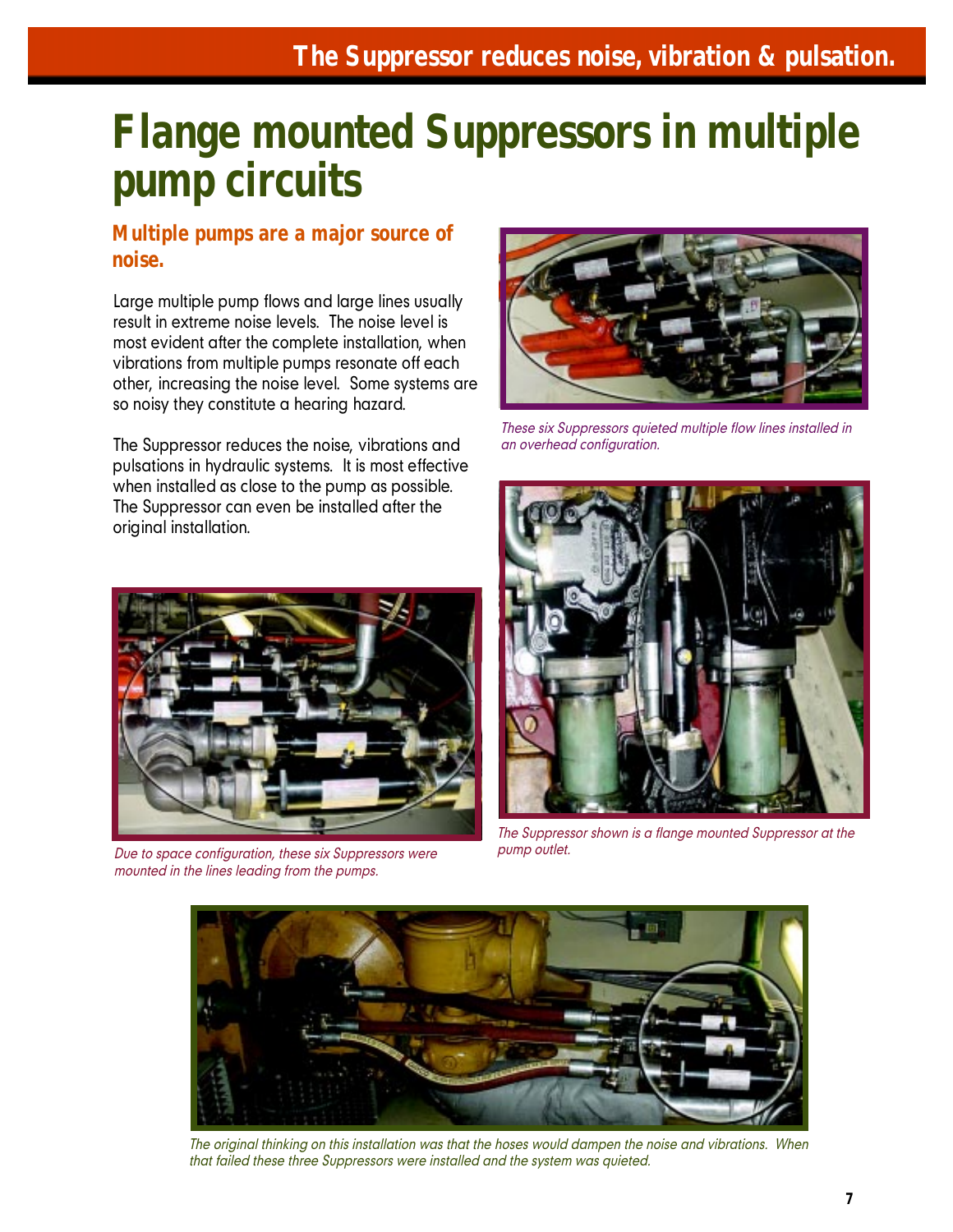# Flange mounted Suppressors in multiple pump circuits

## Multiple pumps are a major source of noise.

Large multiple pump flows and large lines usually result in extreme noise levels. The noise level is most evident after the complete installation, when vibrations from multiple pumps resonate off each other, increasing the noise level. Some systems are so noisy they constitute a hearing hazard.

The Suppressor reduces the noise, vibrations and pulsations in hydraulic systems. It is most effective when installed as close to the pump as possible. The Suppressor can even be installed after the original installation.

*These six Suppressors quieted multiple flow lines installed in an overhead configuration.*

*Due to space configuration, these six Suppressors were mounted in the lines leading from the pumps.*

*The Suppressor shown is a flange mounted Suppressor at the pump outlet.*

*The original thinking on this installation was that the hoses would dampen the noise and vibrations. When that failed these three Suppressors were installed and the system was quieted.*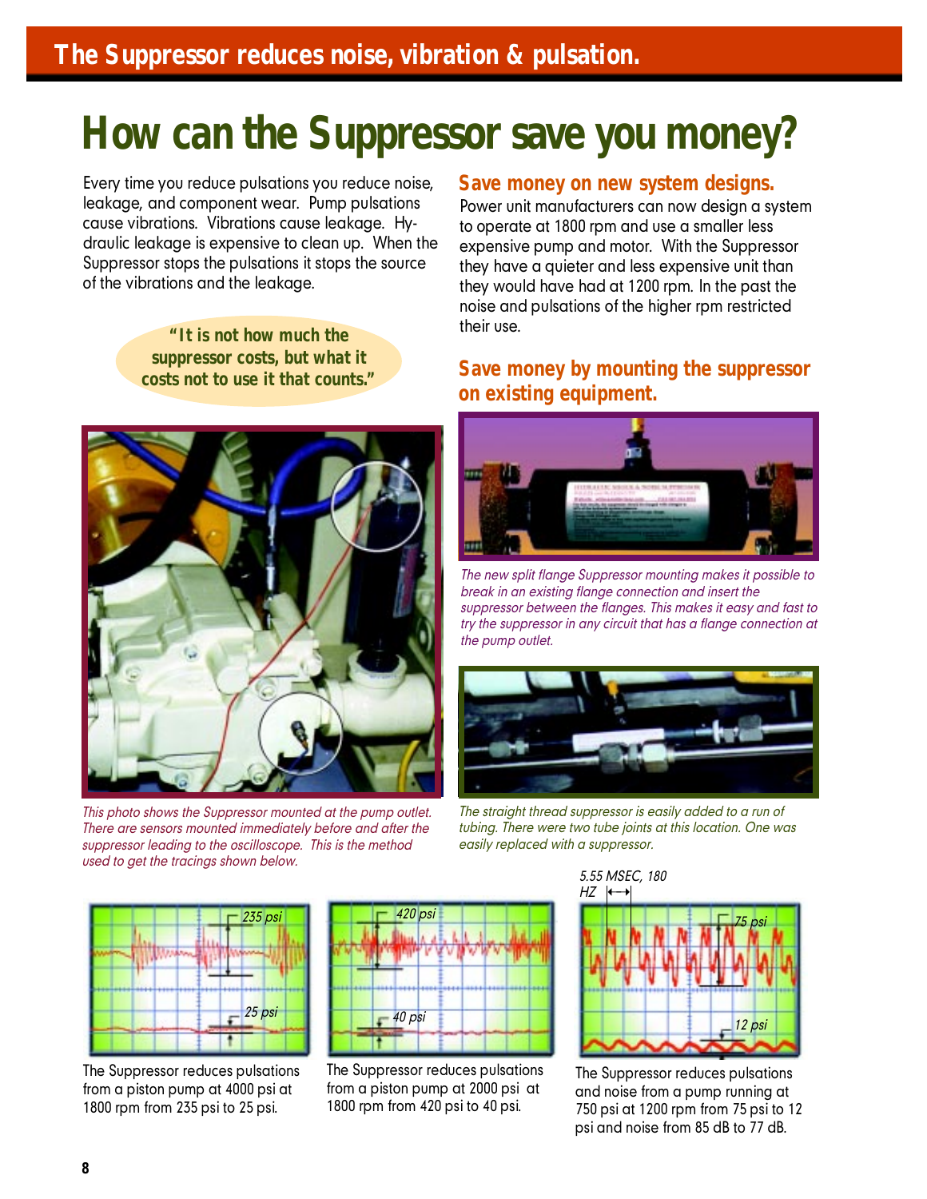## The Suppressor reduces noise, vibration & pulsation.

# How can the Suppressor save you money?

Every time you reduce pulsations you reduce noise, leakage, and component wear. Pump pulsations cause vibrations. Vibrations cause leakage. Hydraulic leakage is expensive to clean up. When the Suppressor stops the pulsations it stops the source of the vibrations and the leakage.

**"It is not how much the suppressor costs, but what it costs not to use it that counts."**

*This photo shows the Suppressor mounted at the pump outlet. There are sensors mounted immediately before and after the suppressor leading to the oscilloscope. This is the method used to get the tracings shown below.*

## Save money on new system designs.

Power unit manufacturers can now design a system to operate at 1800 rpm and use a smaller less expensive pump and motor. With the Suppressor they have a quieter and less expensive unit than they would have had at 1200 rpm. In the past the noise and pulsations of the higher rpm restricted their use.

## Save money by mounting the suppressor on existing equipment.

*The new split flange Suppressor mounting makes it possible to break in an existing flange connection and insert the suppressor between the flanges. This makes it easy and fast to try the suppressor in any circuit that has a flange connection at the pump outlet.*

*The straight thread suppressor is easily added to a run of tubing. There were two tube joints at this location. One was easily replaced with a suppressor.*

235 psi / 25 psi

The Suppressor reduces pulsations from a piston pump at 4000 psi at 1800 rpm from 235 psi to 25 psi.

420 psi / 40 psi

The Suppressor reduces pulsations from a piston pump at 2000 psi at 1800 rpm from 420 psi to 40 psi.

5.55 MSEC, 180 HZ / 75 psi / 12 psi

The Suppressor reduces pulsations and noise from a pump running at 750 psi at 1200 rpm from 75 psi to 12 psi and noise from 85 dB to 77 dB.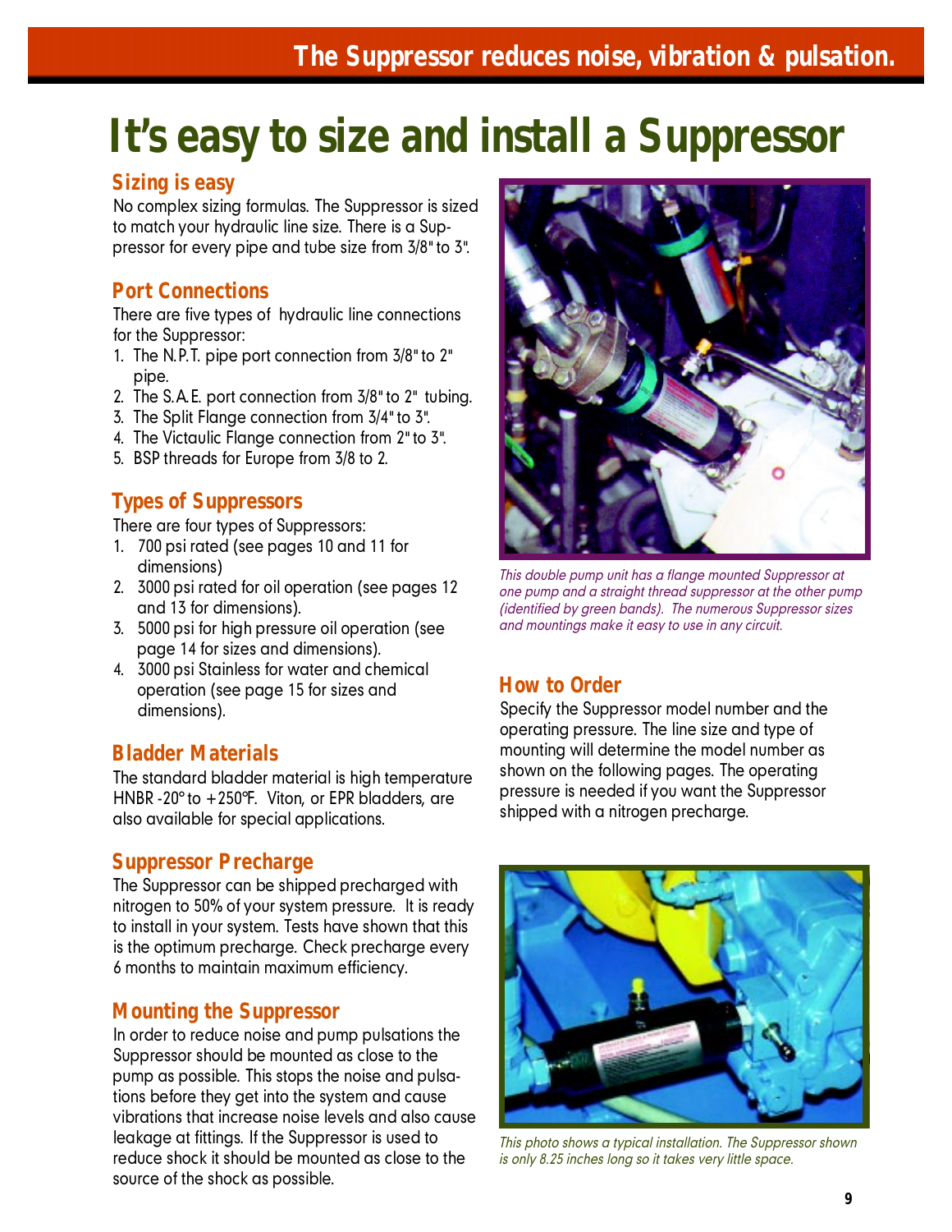The Suppressor reduces noise, vibration & pulsation.

# It's easy to size and install a Suppressor

## Sizing is easy

No complex sizing formulas. The Suppressor is sized to match your hydraulic line size. There is a Suppressor for every pipe and tube size from 3/8" to 3".

## Port Connections

There are five types of hydraulic line connections for the Suppressor:

1. The N.P.T. pipe port connection from 3/8" to 2" pipe.
2. The S.A.E. port connection from 3/8" to 2" tubing.
3. The Split Flange connection from 3/4" to 3".
4. The Victaulic Flange connection from 2" to 3".
5. BSP threads for Europe from 3/8 to 2.

## Types of Suppressors

There are four types of Suppressors:

1. 700 psi rated (see pages 10 and 11 for dimensions)
2. 3000 psi rated for oil operation (see pages 12 and 13 for dimensions).
3. 5000 psi for high pressure oil operation (see page 14 for sizes and dimensions).
4. 3000 psi Stainless for water and chemical operation (see page 15 for sizes and dimensions).

## Bladder Materials

The standard bladder material is high temperature HNBR -20° to +250°F. Viton, or EPR bladders, are also available for special applications.

## Suppressor Precharge

The Suppressor can be shipped precharged with nitrogen to 50% of your system pressure. It is ready to install in your system. Tests have shown that this is the optimum precharge. Check precharge every 6 months to maintain maximum efficiency.

## Mounting the Suppressor

In order to reduce noise and pump pulsations the Suppressor should be mounted as close to the pump as possible. This stops the noise and pulsations before they get into the system and cause vibrations that increase noise levels and also cause leakage at fittings. If the Suppressor is used to reduce shock it should be mounted as close to the source of the shock as possible.

*This double pump unit has a flange mounted Suppressor at one pump and a straight thread suppressor at the other pump (identified by green bands). The numerous Suppressor sizes and mountings make it easy to use in any circuit.*

## How to Order

Specify the Suppressor model number and the operating pressure. The line size and type of mounting will determine the model number as shown on the following pages. The operating pressure is needed if you want the Suppressor shipped with a nitrogen precharge.

*This photo shows a typical installation. The Suppressor shown is only 8.25 inches long so it takes very little space.*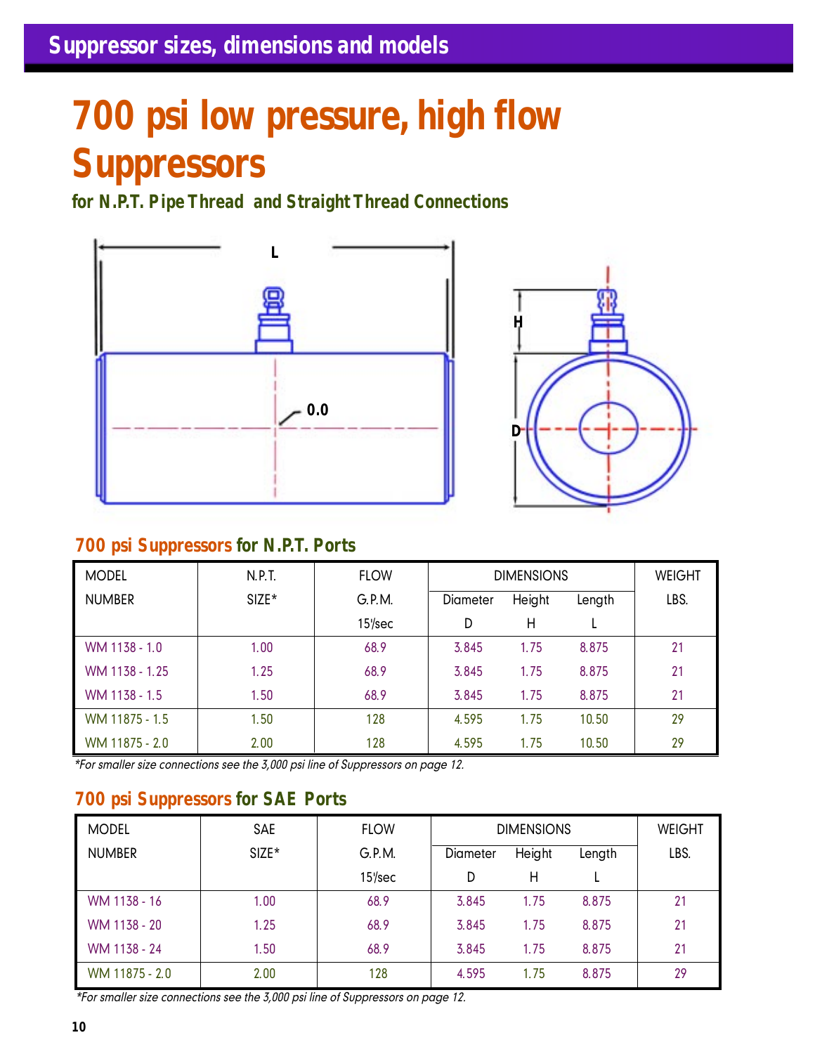## Suppressor sizes, dimensions and models

# 700 psi low pressure, high flow Suppressors

### for N.P.T. Pipe Thread and Straight Thread Connections

### 700 psi Suppressors for N.P.T. Ports

| MODEL NUMBER | N.P.T. SIZE* | FLOW G.P.M. 15'/sec | DIMENSIONS Diameter D | Height H | Length L | WEIGHT LBS. |
|---|---|---|---|---|---|---|
| WM 1138 - 1.0 | 1.00 | 68.9 | 3.845 | 1.75 | 8.875 | 21 |
| WM 1138 - 1.25 | 1.25 | 68.9 | 3.845 | 1.75 | 8.875 | 21 |
| WM 1138 - 1.5 | 1.50 | 68.9 | 3.845 | 1.75 | 8.875 | 21 |
| WM 11875 - 1.5 | 1.50 | 128 | 4.595 | 1.75 | 10.50 | 29 |
| WM 11875 - 2.0 | 2.00 | 128 | 4.595 | 1.75 | 10.50 | 29 |

*For smaller size connections see the 3,000 psi line of Suppressors on page 12.*

### 700 psi Suppressors for SAE Ports

| MODEL NUMBER | SAE SIZE* | FLOW G.P.M. 15'/sec | DIMENSIONS Diameter D | Height H | Length L | WEIGHT LBS. |
|---|---|---|---|---|---|---|
| WM 1138 - 16 | 1.00 | 68.9 | 3.845 | 1.75 | 8.875 | 21 |
| WM 1138 - 20 | 1.25 | 68.9 | 3.845 | 1.75 | 8.875 | 21 |
| WM 1138 - 24 | 1.50 | 68.9 | 3.845 | 1.75 | 8.875 | 21 |
| WM 11875 - 2.0 | 2.00 | 128 | 4.595 | 1.75 | 8.875 | 29 |

*For smaller size connections see the 3,000 psi line of Suppressors on page 12.*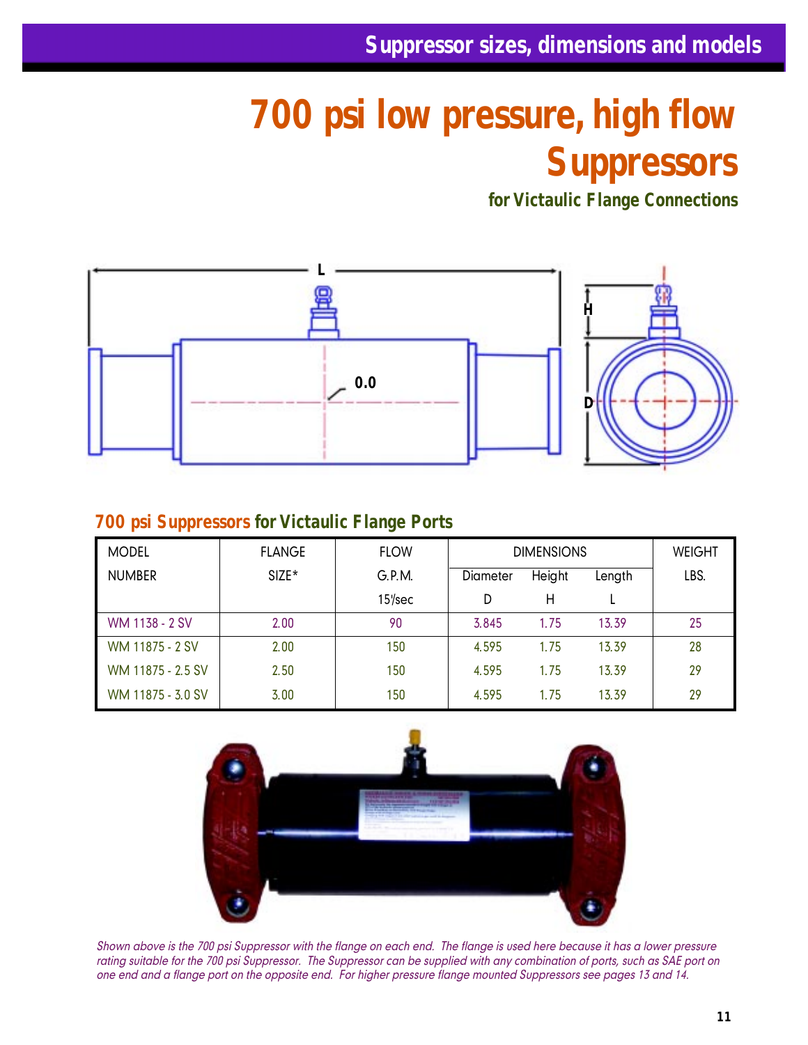# 700 psi low pressure, high flow Suppressors

### for Victaulic Flange Connections

## 700 psi Suppressors for Victaulic Flange Ports

| MODEL NUMBER | FLANGE SIZE* | FLOW G.P.M. 15'/sec | DIMENSIONS Diameter D | Height H | Length L | WEIGHT LBS. |
|---|---|---|---|---|---|---|
| WM 1138 - 2 SV | 2.00 | 90 | 3.845 | 1.75 | 13.39 | 25 |
| WM 11875 - 2 SV | 2.00 | 150 | 4.595 | 1.75 | 13.39 | 28 |
| WM 11875 - 2.5 SV | 2.50 | 150 | 4.595 | 1.75 | 13.39 | 29 |
| WM 11875 - 3.0 SV | 3.00 | 150 | 4.595 | 1.75 | 13.39 | 29 |

*Shown above is the 700 psi Suppressor with the flange on each end. The flange is used here because it has a lower pressure rating suitable for the 700 psi Suppressor. The Suppressor can be supplied with any combination of ports, such as SAE port on one end and a flange port on the opposite end. For higher pressure flange mounted Suppressors see pages 13 and 14.*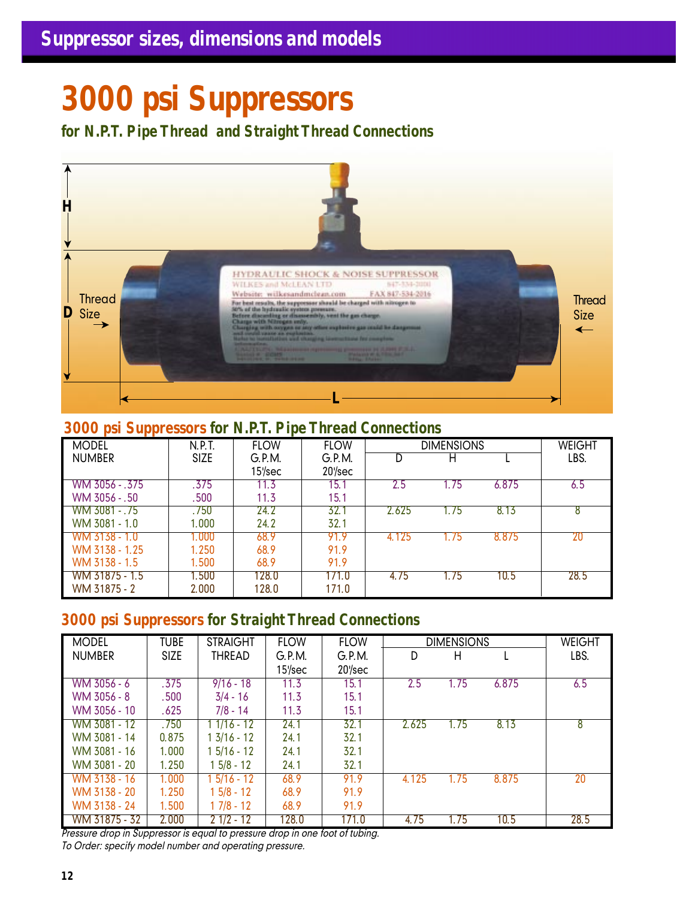## Suppressor sizes, dimensions and models

# 3000 psi Suppressors

**for N.P.T. Pipe Thread and Straight Thread Connections**

### 3000 psi Suppressors for N.P.T. Pipe Thread Connections

| MODEL NUMBER | N.P.T. SIZE | FLOW G.P.M. 15'/sec | FLOW G.P.M. 20'/sec | DIMENSIONS D | H | L | WEIGHT LBS. |
|---|---|---|---|---|---|---|---|
| WM 3056 - .375 | .375 | 11.3 | 15.1 | 2.5 | 1.75 | 6.875 | 6.5 |
| WM 3056 - .50 | .500 | 11.3 | 15.1 | | | | |
| WM 3081 - .75 | .750 | 24.2 | 32.1 | 2.625 | 1.75 | 8.13 | 8 |
| WM 3081 - 1.0 | 1.000 | 24.2 | 32.1 | | | | |
| WM 3138 - 1.0 | 1.000 | 68.9 | 91.9 | 4.125 | 1.75 | 8.875 | 20 |
| WM 3138 - 1.25 | 1.250 | 68.9 | 91.9 | | | | |
| WM 3138 - 1.5 | 1.500 | 68.9 | 91.9 | | | | |
| WM 31875 - 1.5 | 1.500 | 128.0 | 171.0 | 4.75 | 1.75 | 10.5 | 28.5 |
| WM 31875 - 2 | 2.000 | 128.0 | 171.0 | | | | |

### 3000 psi Suppressors for Straight Thread Connections

| MODEL NUMBER | TUBE SIZE | STRAIGHT THREAD | FLOW G.P.M. 15'/sec | FLOW G.P.M. 20'/sec | DIMENSIONS D | H | L | WEIGHT LBS. |
|---|---|---|---|---|---|---|---|---|
| WM 3056 - 6 | .375 | 9/16 - 18 | 11.3 | 15.1 | 2.5 | 1.75 | 6.875 | 6.5 |
| WM 3056 - 8 | .500 | 3/4 - 16 | 11.3 | 15.1 | | | | |
| WM 3056 - 10 | .625 | 7/8 - 14 | 11.3 | 15.1 | | | | |
| WM 3081 - 12 | .750 | 1 1/16 - 12 | 24.1 | 32.1 | 2.625 | 1.75 | 8.13 | 8 |
| WM 3081 - 14 | 0.875 | 1 3/16 - 12 | 24.1 | 32.1 | | | | |
| WM 3081 - 16 | 1.000 | 1 5/16 - 12 | 24.1 | 32.1 | | | | |
| WM 3081 - 20 | 1.250 | 1 5/8 - 12 | 24.1 | 32.1 | | | | |
| WM 3138 - 16 | 1.000 | 1 5/16 - 12 | 68.9 | 91.9 | 4.125 | 1.75 | 8.875 | 20 |
| WM 3138 - 20 | 1.250 | 1 5/8 - 12 | 68.9 | 91.9 | | | | |
| WM 3138 - 24 | 1.500 | 1 7/8 - 12 | 68.9 | 91.9 | | | | |
| WM 31875 - 32 | 2.000 | 2 1/2 - 12 | 128.0 | 171.0 | 4.75 | 1.75 | 10.5 | 28.5 |

*Pressure drop in Suppressor is equal to pressure drop in one foot of tubing.*
*To Order: specify model number and operating pressure.*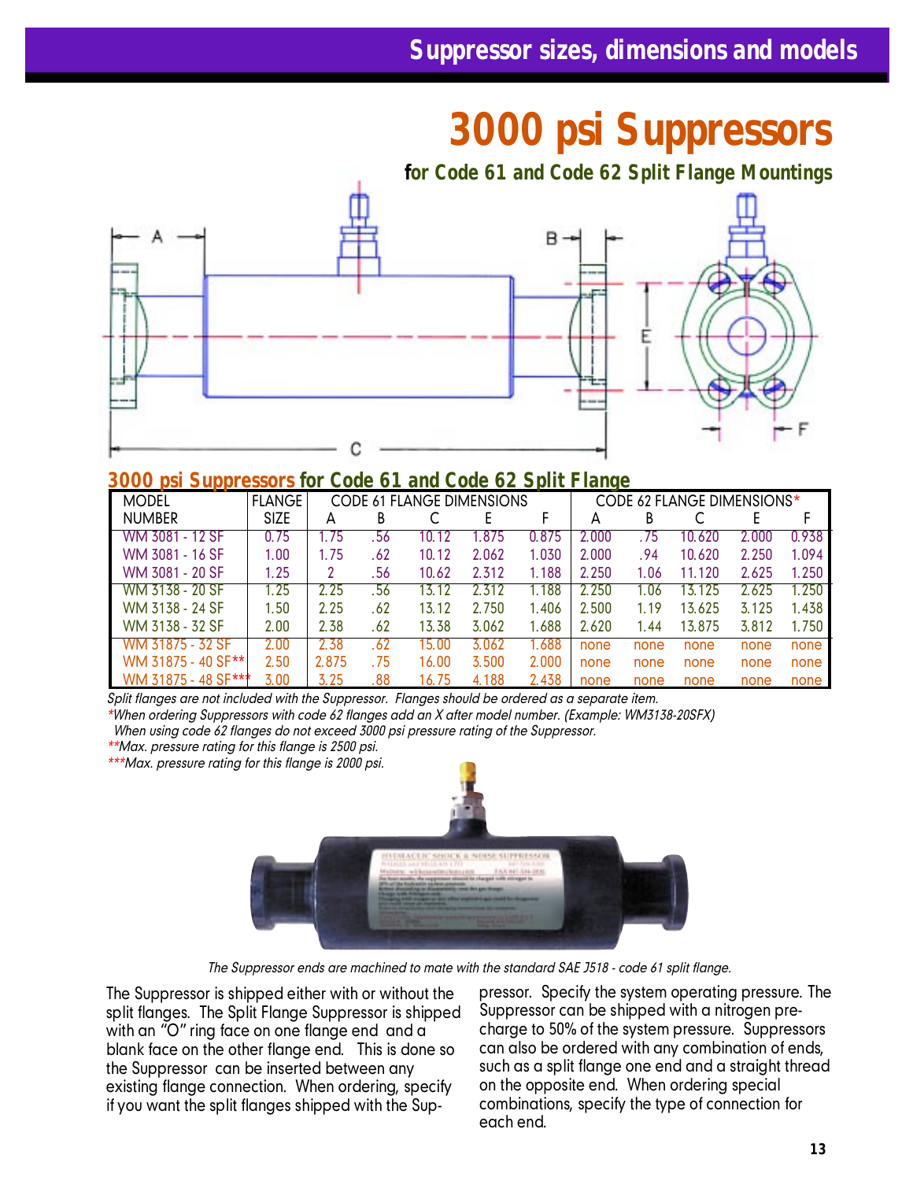# 3000 psi Suppressors

**for Code 61 and Code 62 Split Flange Mountings**

## 3000 psi Suppressors for Code 61 and Code 62 Split Flange

| MODEL NUMBER | FLANGE SIZE | CODE 61 FLANGE DIMENSIONS | | | | | CODE 62 FLANGE DIMENSIONS* | | | | |
|---|---|---|---|---|---|---|---|---|---|---|---|
| | | A | B | C | E | F | A | B | C | E | F |
| WM 3081 - 12 SF | 0.75 | 1.75 | .56 | 10.12 | 1.875 | 0.875 | 2.000 | .75 | 10.620 | 2.000 | 0.938 |
| WM 3081 - 16 SF | 1.00 | 1.75 | .62 | 10.12 | 2.062 | 1.030 | 2.000 | .94 | 10.620 | 2.250 | 1.094 |
| WM 3081 - 20 SF | 1.25 | 2 | .56 | 10.62 | 2.312 | 1.188 | 2.250 | 1.06 | 11.120 | 2.625 | 1.250 |
| WM 3138 - 20 SF | 1.25 | 2.25 | .56 | 13.12 | 2.312 | 1.188 | 2.250 | 1.06 | 13.125 | 2.625 | 1.250 |
| WM 3138 - 24 SF | 1.50 | 2.25 | .62 | 13.12 | 2.750 | 1.406 | 2.500 | 1.19 | 13.625 | 3.125 | 1.438 |
| WM 3138 - 32 SF | 2.00 | 2.38 | .62 | 13.38 | 3.062 | 1.688 | 2.620 | 1.44 | 13.875 | 3.812 | 1.750 |
| WM 31875 - 32 SF | 2.00 | 2.38 | .62 | 15.00 | 3.062 | 1.688 | none | none | none | none | none |
| WM 31875 - 40 SF** | 2.50 | 2.875 | .75 | 16.00 | 3.500 | 2.000 | none | none | none | none | none |
| WM 31875 - 48 SF*** | 3.00 | 3.25 | .88 | 16.75 | 4.188 | 2.438 | none | none | none | none | none |

*Split flanges are not included with the Suppressor. Flanges should be ordered as a separate item.*

*\*When ordering Suppressors with code 62 flanges add an X after model number. (Example: WM3138-20SFX) When using code 62 flanges do not exceed 3000 psi pressure rating of the Suppressor.*

*\*\*Max. pressure rating for this flange is 2500 psi.*

*\*\*\*Max. pressure rating for this flange is 2000 psi.*

*The Suppressor ends are machined to mate with the standard SAE J518 - code 61 split flange.*

The Suppressor is shipped either with or without the split flanges. The Split Flange Suppressor is shipped with an "O" ring face on one flange end and a blank face on the other flange end. This is done so the Suppressor can be inserted between any existing flange connection. When ordering, specify if you want the split flanges shipped with the Suppressor. Specify the system operating pressure. The Suppressor can be shipped with a nitrogen pre-charge to 50% of the system pressure. Suppressors can also be ordered with any combination of ends, such as a split flange one end and a straight thread on the opposite end. When ordering special combinations, specify the type of connection for each end.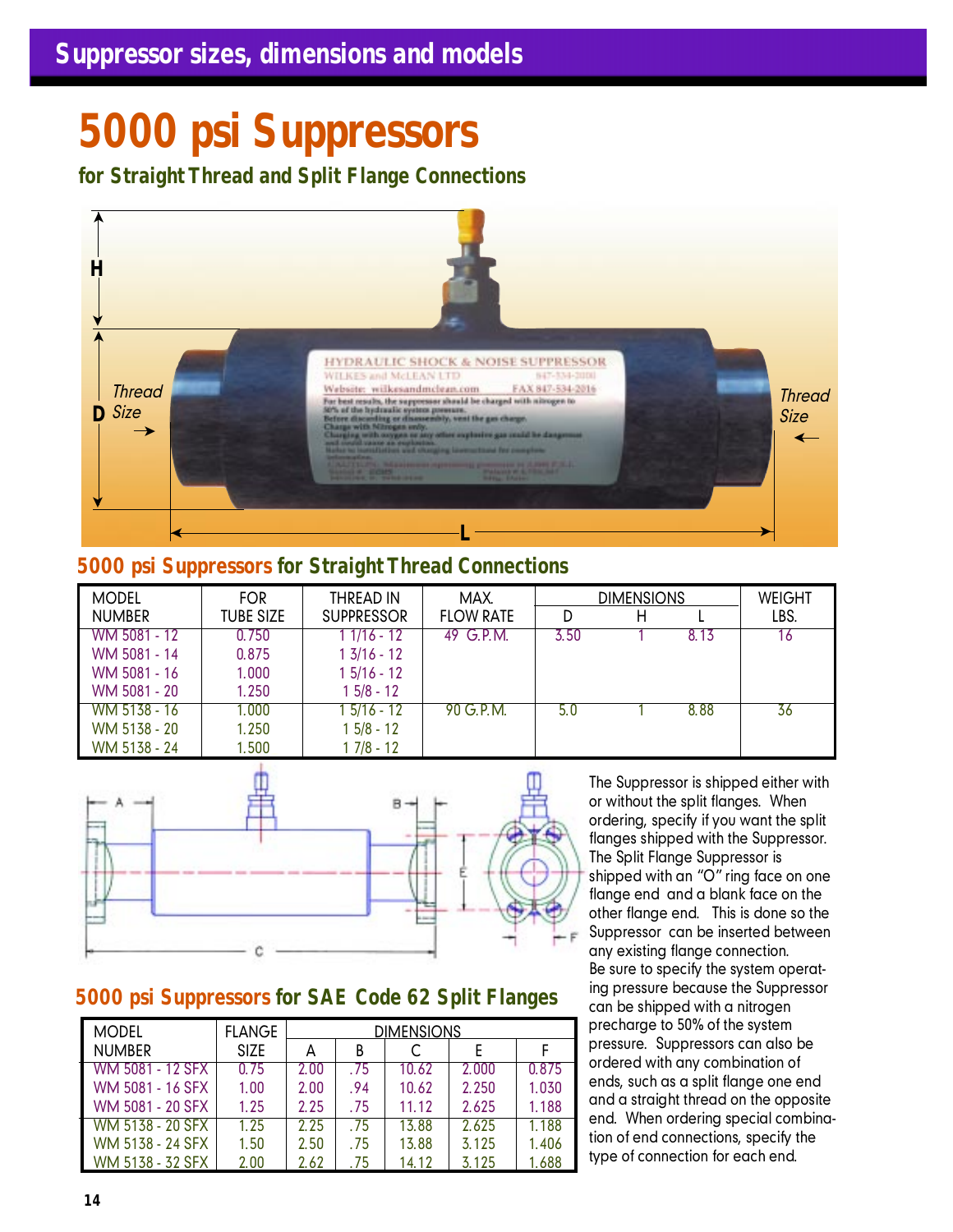## Suppressor sizes, dimensions and models

# 5000 psi Suppressors

### for Straight Thread and Split Flange Connections

### 5000 psi Suppressors for Straight Thread Connections

| MODEL NUMBER | FOR TUBE SIZE | THREAD IN SUPPRESSOR | MAX. FLOW RATE | DIMENSIONS D | H | L | WEIGHT LBS. |
|---|---|---|---|---|---|---|---|
| WM 5081 - 12 | 0.750 | 1 1/16 - 12 | 49 G.P.M. | 3.50 | 1 | 8.13 | 16 |
| WM 5081 - 14 | 0.875 | 1 3/16 - 12 | | | | | |
| WM 5081 - 16 | 1.000 | 1 5/16 - 12 | | | | | |
| WM 5081 - 20 | 1.250 | 1 5/8 - 12 | | | | | |
| WM 5138 - 16 | 1.000 | 1 5/16 - 12 | 90 G.P.M. | 5.0 | 1 | 8.88 | 36 |
| WM 5138 - 20 | 1.250 | 1 5/8 - 12 | | | | | |
| WM 5138 - 24 | 1.500 | 1 7/8 - 12 | | | | | |

The Suppressor is shipped either with or without the split flanges. When ordering, specify if you want the split flanges shipped with the Suppressor. The Split Flange Suppressor is shipped with an "O" ring face on one flange end and a blank face on the other flange end. This is done so the Suppressor can be inserted between any existing flange connection.
Be sure to specify the system operating pressure because the Suppressor can be shipped with a nitrogen precharge to 50% of the system pressure. Suppressors can also be ordered with any combination of ends, such as a split flange one end and a straight thread on the opposite end. When ordering special combination of end connections, specify the type of connection for each end.

### 5000 psi Suppressors for SAE Code 62 Split Flanges

| MODEL NUMBER | FLANGE SIZE | DIMENSIONS A | B | C | E | F |
|---|---|---|---|---|---|---|
| WM 5081 - 12 SFX | 0.75 | 2.00 | .75 | 10.62 | 2.000 | 0.875 |
| WM 5081 - 16 SFX | 1.00 | 2.00 | .94 | 10.62 | 2.250 | 1.030 |
| WM 5081 - 20 SFX | 1.25 | 2.25 | .75 | 11.12 | 2.625 | 1.188 |
| WM 5138 - 20 SFX | 1.25 | 2.25 | .75 | 13.88 | 2.625 | 1.188 |
| WM 5138 - 24 SFX | 1.50 | 2.50 | .75 | 13.88 | 3.125 | 1.406 |
| WM 5138 - 32 SFX | 2.00 | 2.62 | .75 | 14.12 | 3.125 | 1.688 |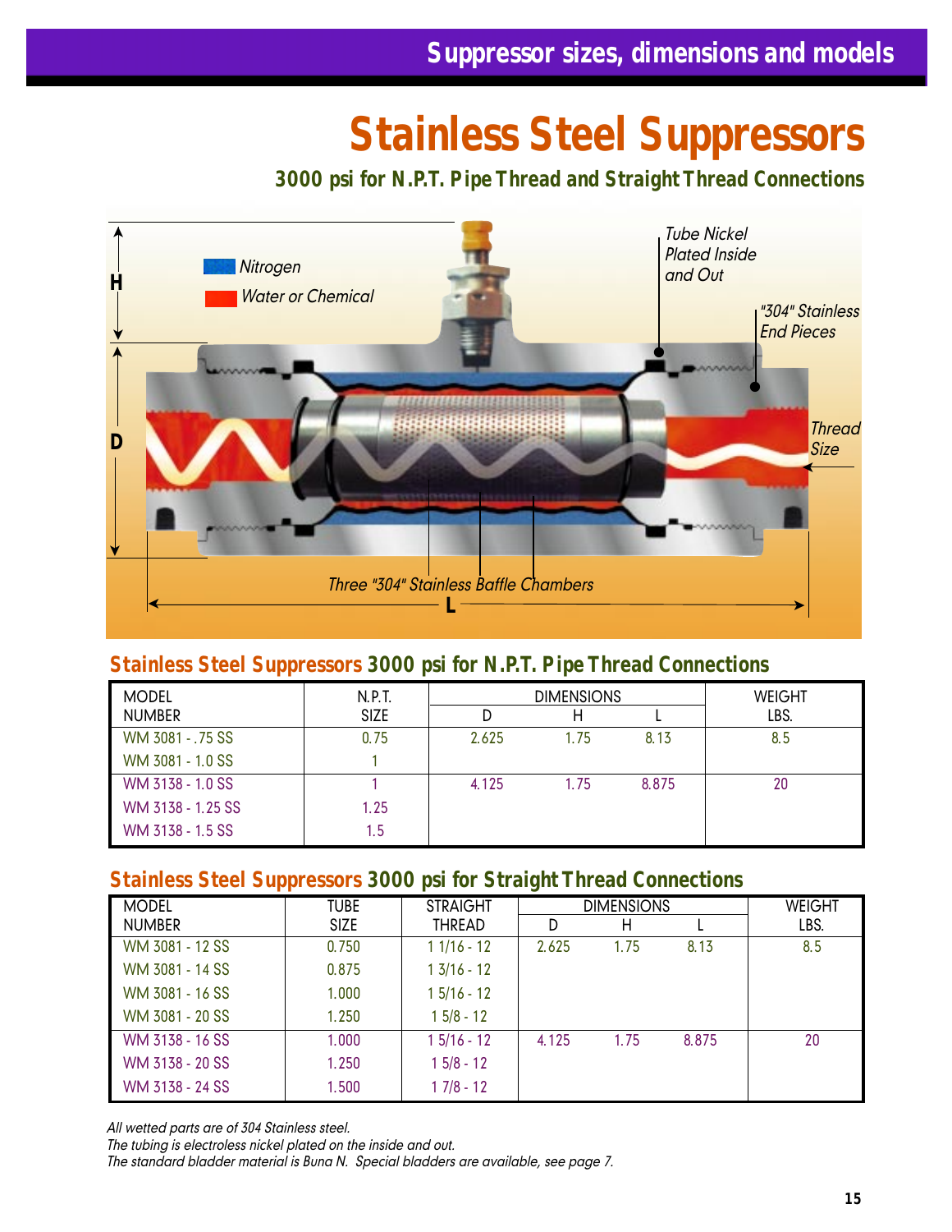# Stainless Steel Suppressors

### 3000 psi for N.P.T. Pipe Thread and Straight Thread Connections

Nitrogen

Water or Chemical

Tube Nickel Plated Inside and Out

"304" Stainless End Pieces

Thread Size

Three "304" Stainless Baffle Chambers

H

D

L

## Stainless Steel Suppressors 3000 psi for N.P.T. Pipe Thread Connections

| MODEL NUMBER | N.P.T. SIZE | DIMENSIONS D | DIMENSIONS H | DIMENSIONS L | WEIGHT LBS. |
|---|---|---|---|---|---|
| WM 3081 - .75 SS | 0.75 | 2.625 | 1.75 | 8.13 | 8.5 |
| WM 3081 - 1.0 SS | 1 | | | | |
| WM 3138 - 1.0 SS | 1 | 4.125 | 1.75 | 8.875 | 20 |
| WM 3138 - 1.25 SS | 1.25 | | | | |
| WM 3138 - 1.5 SS | 1.5 | | | | |

## Stainless Steel Suppressors 3000 psi for Straight Thread Connections

| MODEL NUMBER | TUBE SIZE | STRAIGHT THREAD | DIMENSIONS D | DIMENSIONS H | DIMENSIONS L | WEIGHT LBS. |
|---|---|---|---|---|---|---|
| WM 3081 - 12 SS | 0.750 | 1 1/16 - 12 | 2.625 | 1.75 | 8.13 | 8.5 |
| WM 3081 - 14 SS | 0.875 | 1 3/16 - 12 | | | | |
| WM 3081 - 16 SS | 1.000 | 1 5/16 - 12 | | | | |
| WM 3081 - 20 SS | 1.250 | 1 5/8 - 12 | | | | |
| WM 3138 - 16 SS | 1.000 | 1 5/16 - 12 | 4.125 | 1.75 | 8.875 | 20 |
| WM 3138 - 20 SS | 1.250 | 1 5/8 - 12 | | | | |
| WM 3138 - 24 SS | 1.500 | 1 7/8 - 12 | | | | |

*All wetted parts are of 304 Stainless steel.*
*The tubing is electroless nickel plated on the inside and out.*
*The standard bladder material is Buna N. Special bladders are available, see page 7.*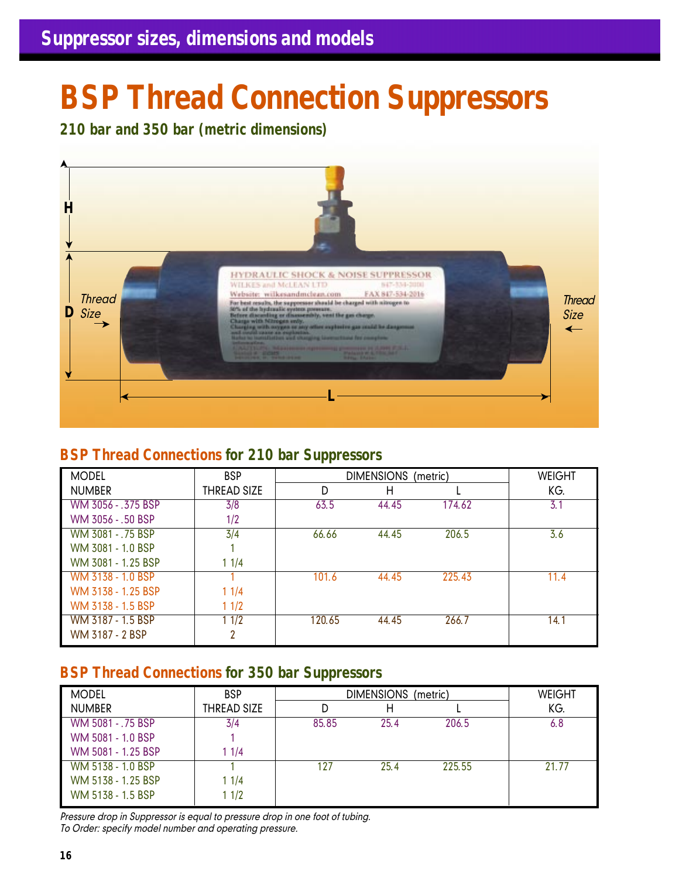## Suppressor sizes, dimensions and models

# BSP Thread Connection Suppressors

### 210 bar and 350 bar (metric dimensions)

### BSP Thread Connections for 210 bar Suppressors

| MODEL NUMBER | BSP THREAD SIZE | DIMENSIONS (metric) D | H | L | WEIGHT KG. |
|---|---|---|---|---|---|
| WM 3056 - .375 BSP | 3/8 | 63.5 | 44.45 | 174.62 | 3.1 |
| WM 3056 - .50 BSP | 1/2 | | | | |
| WM 3081 - .75 BSP | 3/4 | 66.66 | 44.45 | 206.5 | 3.6 |
| WM 3081 - 1.0 BSP | 1 | | | | |
| WM 3081 - 1.25 BSP | 1 1/4 | | | | |
| WM 3138 - 1.0 BSP | 1 | 101.6 | 44.45 | 225.43 | 11.4 |
| WM 3138 - 1.25 BSP | 1 1/4 | | | | |
| WM 3138 - 1.5 BSP | 1 1/2 | | | | |
| WM 3187 - 1.5 BSP | 1 1/2 | 120.65 | 44.45 | 266.7 | 14.1 |
| WM 3187 - 2 BSP | 2 | | | | |

### BSP Thread Connections for 350 bar Suppressors

| MODEL NUMBER | BSP THREAD SIZE | DIMENSIONS (metric) D | H | L | WEIGHT KG. |
|---|---|---|---|---|---|
| WM 5081 - .75 BSP | 3/4 | 85.85 | 25.4 | 206.5 | 6.8 |
| WM 5081 - 1.0 BSP | 1 | | | | |
| WM 5081 - 1.25 BSP | 1 1/4 | | | | |
| WM 5138 - 1.0 BSP | 1 | 127 | 25.4 | 225.55 | 21.77 |
| WM 5138 - 1.25 BSP | 1 1/4 | | | | |
| WM 5138 - 1.5 BSP | 1 1/2 | | | | |

*Pressure drop in Suppressor is equal to pressure drop in one foot of tubing.*
*To Order: specify model number and operating pressure.*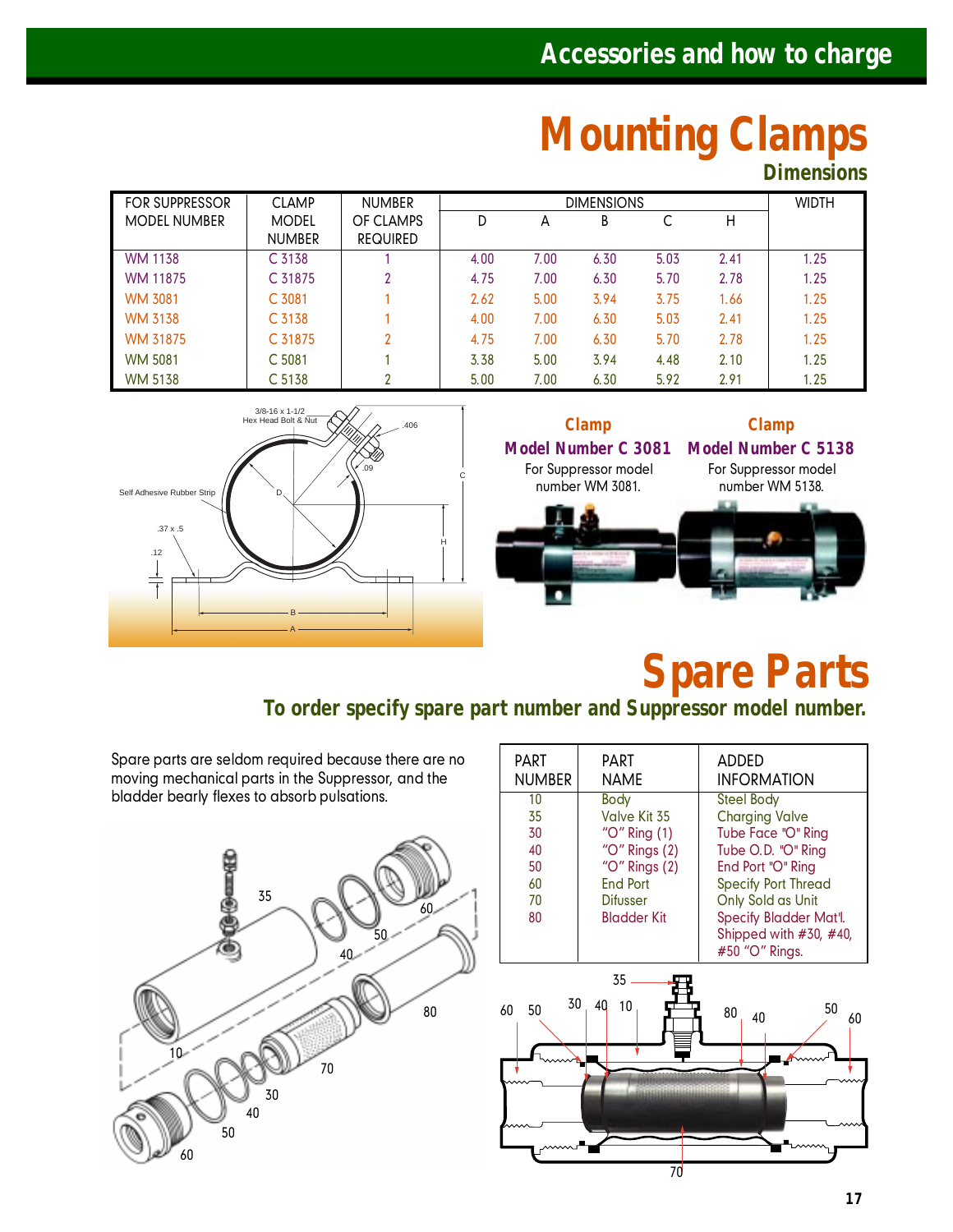## Accessories and how to charge

# Mounting Clamps

### Dimensions

| FOR SUPPRESSOR MODEL NUMBER | CLAMP MODEL NUMBER | NUMBER OF CLAMPS REQUIRED | DIMENSIONS D | A | B | C | H | WIDTH |
|---|---|---|---|---|---|---|---|---|
| WM 1138 | C 3138 | 1 | 4.00 | 7.00 | 6.30 | 5.03 | 2.41 | 1.25 |
| WM 11875 | C 31875 | 2 | 4.75 | 7.00 | 6.30 | 5.70 | 2.78 | 1.25 |
| WM 3081 | C 3081 | 1 | 2.62 | 5.00 | 3.94 | 3.75 | 1.66 | 1.25 |
| WM 3138 | C 3138 | 1 | 4.00 | 7.00 | 6.30 | 5.03 | 2.41 | 1.25 |
| WM 31875 | C 31875 | 2 | 4.75 | 7.00 | 6.30 | 5.70 | 2.78 | 1.25 |
| WM 5081 | C 5081 | 1 | 3.38 | 5.00 | 3.94 | 4.48 | 2.10 | 1.25 |
| WM 5138 | C 5138 | 2 | 5.00 | 7.00 | 6.30 | 5.92 | 2.91 | 1.25 |

3/8-16 x 1-1/2 Hex Head Bolt & Nut
.406
.09
Self Adhesive Rubber Strip
.37 x .5
.12

**Clamp Model Number C 3081**
For Suppressor model number WM 3081.

**Clamp Model Number C 5138**
For Suppressor model number WM 5138.

# Spare Parts

### To order specify spare part number and Suppressor model number.

Spare parts are seldom required because there are no moving mechanical parts in the Suppressor, and the bladder bearly flexes to absorb pulsations.

| PART NUMBER | PART NAME | ADDED INFORMATION |
|---|---|---|
| 10 | Body | Steel Body |
| 35 | Valve Kit 35 | Charging Valve |
| 30 | "O" Ring (1) | Tube Face "O" Ring |
| 40 | "O" Rings (2) | Tube O.D. "O" Ring |
| 50 | "O" Rings (2) | End Port "O" Ring |
| 60 | End Port | Specify Port Thread |
| 70 | Difusser | Only Sold as Unit |
| 80 | Bladder Kit | Specify Bladder Mat'l. Shipped with #30, #40, #50 "O" Rings. |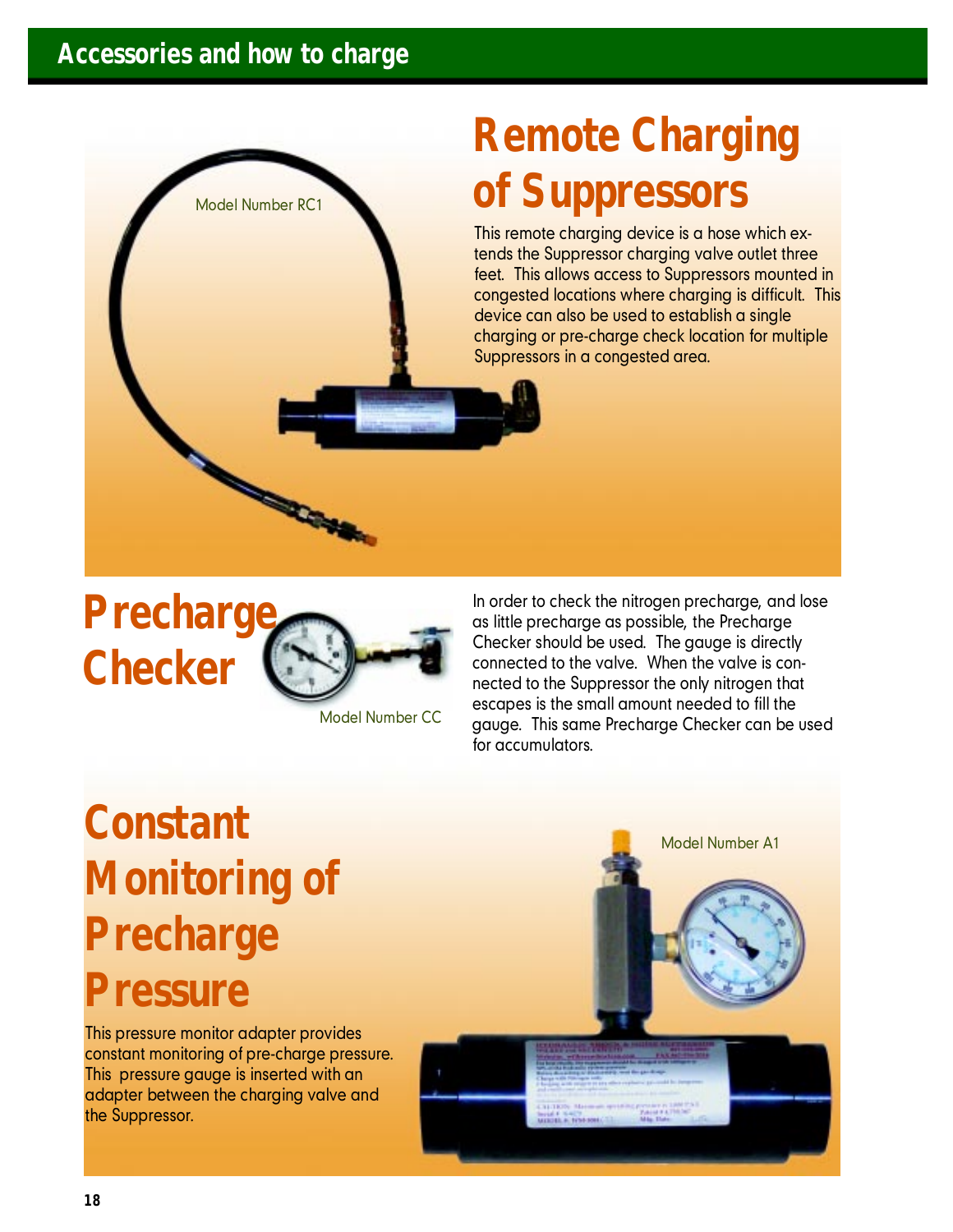## Accessories and how to charge

# Remote Charging of Suppressors

Model Number RC1

This remote charging device is a hose which extends the Suppressor charging valve outlet three feet. This allows access to Suppressors mounted in congested locations where charging is difficult. This device can also be used to establish a single charging or pre-charge check location for multiple Suppressors in a congested area.

# Precharge Checker

Model Number CC

In order to check the nitrogen precharge, and lose as little precharge as possible, the Precharge Checker should be used. The gauge is directly connected to the valve. When the valve is connected to the Suppressor the only nitrogen that escapes is the small amount needed to fill the gauge. This same Precharge Checker can be used for accumulators.

# Constant Monitoring of Precharge Pressure

This pressure monitor adapter provides constant monitoring of pre-charge pressure. This pressure gauge is inserted with an adapter between the charging valve and the Suppressor.

Model Number A1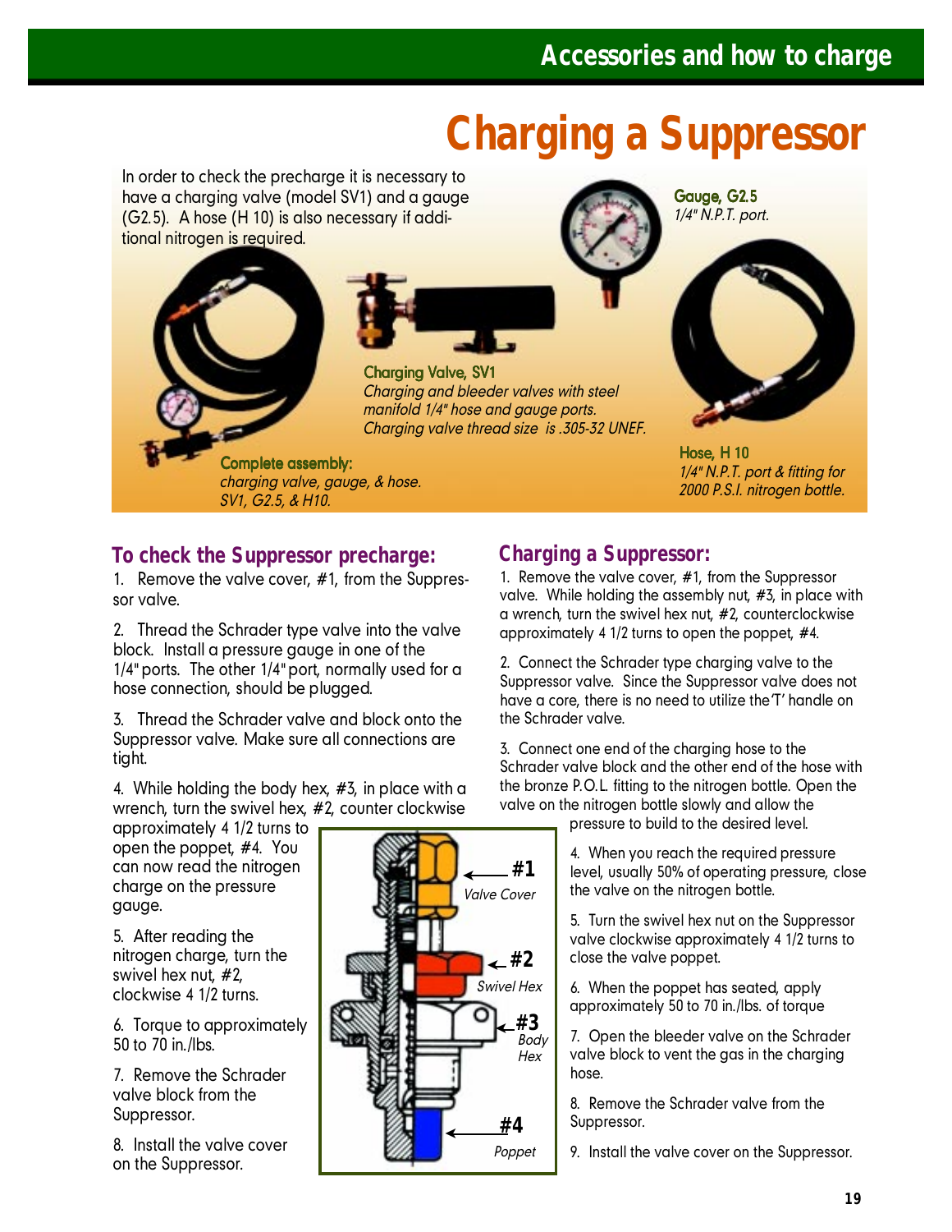# Charging a Suppressor

In order to check the precharge it is necessary to have a charging valve (model SV1) and a gauge (G2.5). A hose (H 10) is also necessary if additional nitrogen is required.

**Gauge, G2.5**
*1/4" N.P.T. port.*

**Charging Valve, SV1**
*Charging and bleeder valves with steel manifold 1/4" hose and gauge ports. Charging valve thread size is .305-32 UNEF.*

**Complete assembly:**
*charging valve, gauge, & hose. SV1, G2.5, & H10.*

**Hose, H 10**
*1/4" N.P.T. port & fitting for 2000 P.S.I. nitrogen bottle.*

## To check the Suppressor precharge:

1. Remove the valve cover, #1, from the Suppressor valve.

2. Thread the Schrader type valve into the valve block. Install a pressure gauge in one of the 1/4" ports. The other 1/4" port, normally used for a hose connection, should be plugged.

3. Thread the Schrader valve and block onto the Suppressor valve. Make sure all connections are tight.

4. While holding the body hex, #3, in place with a wrench, turn the swivel hex, #2, counter clockwise approximately 4 1/2 turns to open the poppet, #4. You can now read the nitrogen charge on the pressure gauge.

5. After reading the nitrogen charge, turn the swivel hex nut, #2, clockwise 4 1/2 turns.

6. Torque to approximately 50 to 70 in./lbs.

7. Remove the Schrader valve block from the Suppressor.

8. Install the valve cover on the Suppressor.

#1 Valve Cover

#2 Swivel Hex

#3 Body Hex

#4 Poppet

## Charging a Suppressor:

1. Remove the valve cover, #1, from the Suppressor valve. While holding the assembly nut, #3, in place with a wrench, turn the swivel hex nut, #2, counterclockwise approximately 4 1/2 turns to open the poppet, #4.

2. Connect the Schrader type charging valve to the Suppressor valve. Since the Suppressor valve does not have a core, there is no need to utilize the 'T' handle on the Schrader valve.

3. Connect one end of the charging hose to the Schrader valve block and the other end of the hose with the bronze P.O.L. fitting to the nitrogen bottle. Open the valve on the nitrogen bottle slowly and allow the pressure to build to the desired level.

4. When you reach the required pressure level, usually 50% of operating pressure, close the valve on the nitrogen bottle.

5. Turn the swivel hex nut on the Suppressor valve clockwise approximately 4 1/2 turns to close the valve poppet.

6. When the poppet has seated, apply approximately 50 to 70 in./lbs. of torque

7. Open the bleeder valve on the Schrader valve block to vent the gas in the charging hose.

8. Remove the Schrader valve from the Suppressor.

9. Install the valve cover on the Suppressor.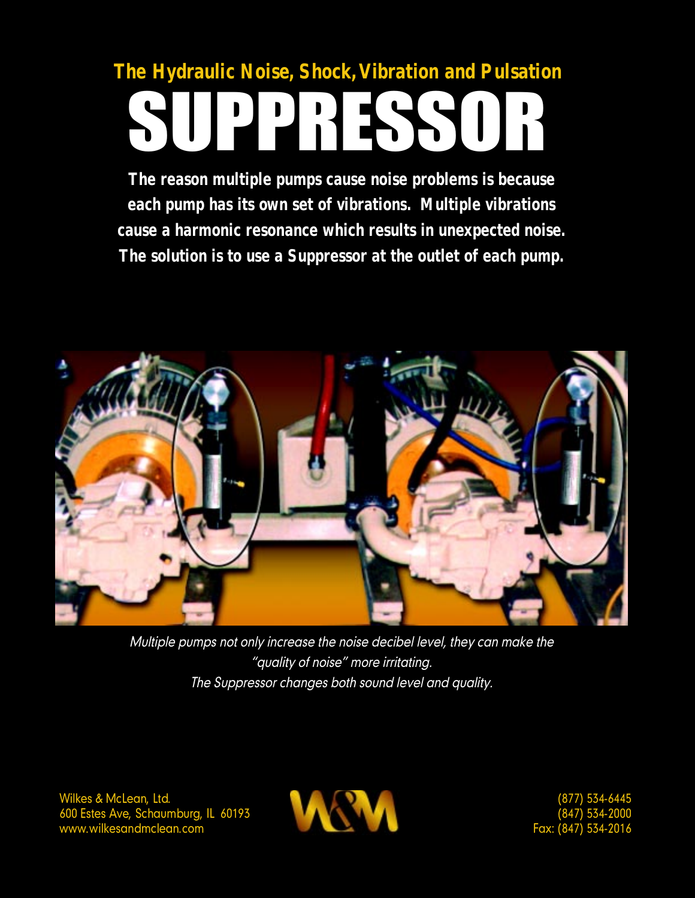### The Hydraulic Noise, Shock, Vibration and Pulsation

# SUPPRESSOR

**The reason multiple pumps cause noise problems is because each pump has its own set of vibrations. Multiple vibrations cause a harmonic resonance which results in unexpected noise. The solution is to use a Suppressor at the outlet of each pump.**

*Multiple pumps not only increase the noise decibel level, they can make the "quality of noise" more irritating.*
*The Suppressor changes both sound level and quality.*

Wilkes & McLean, Ltd.
600 Estes Ave, Schaumburg, IL 60193
www.wilkesandmclean.com

W&M

(877) 534-6445
(847) 534-2000
Fax: (847) 534-2016